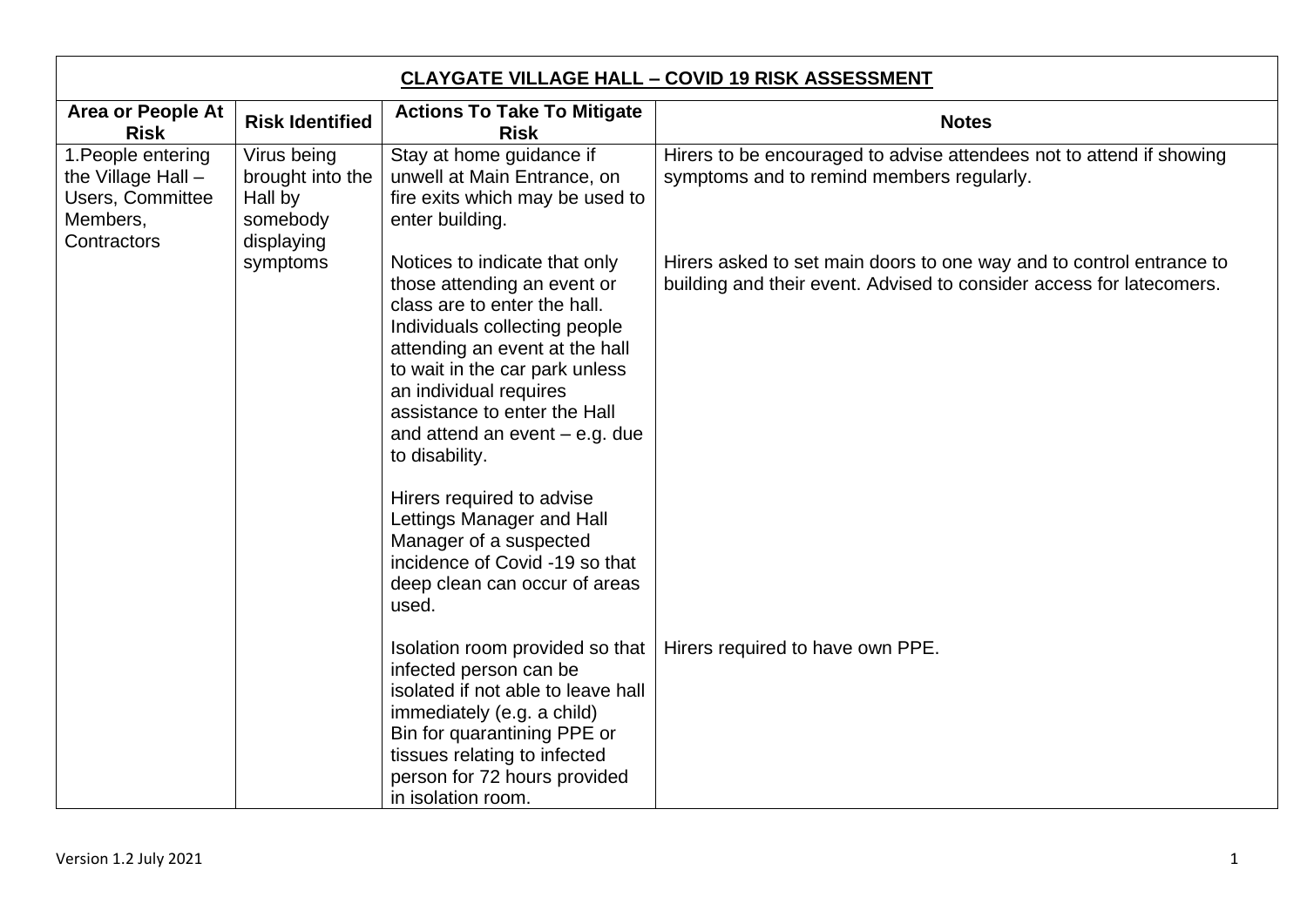| CLAYGATE VILLAGE HALL – COVID 19 RISK ASSESSMENT | | | |
|---|---|---|---|
| **Area or People At Risk** | **Risk Identified** | **Actions To Take To Mitigate Risk** | **Notes** |
| 1.People entering the Village Hall – Users, Committee Members, Contractors | Virus being brought into the Hall by somebody displaying symptoms | Stay at home guidance if unwell at Main Entrance, on fire exits which may be used to enter building.<br><br>Notices to indicate that only those attending an event or class are to enter the hall. Individuals collecting people attending an event at the hall to wait in the car park unless an individual requires assistance to enter the Hall and attend an event – e.g. due to disability.<br><br>Hirers required to advise Lettings Manager and Hall Manager of a suspected incidence of Covid -19 so that deep clean can occur of areas used.<br><br>Isolation room provided so that infected person can be isolated if not able to leave hall immediately (e.g. a child)<br>Bin for quarantining PPE or tissues relating to infected person for 72 hours provided in isolation room. | Hirers to be encouraged to advise attendees not to attend if showing symptoms and to remind members regularly.<br><br>Hirers asked to set main doors to one way and to control entrance to building and their event. Advised to consider access for latecomers.<br><br>Hirers required to have own PPE. |

Version 1.2 July 2021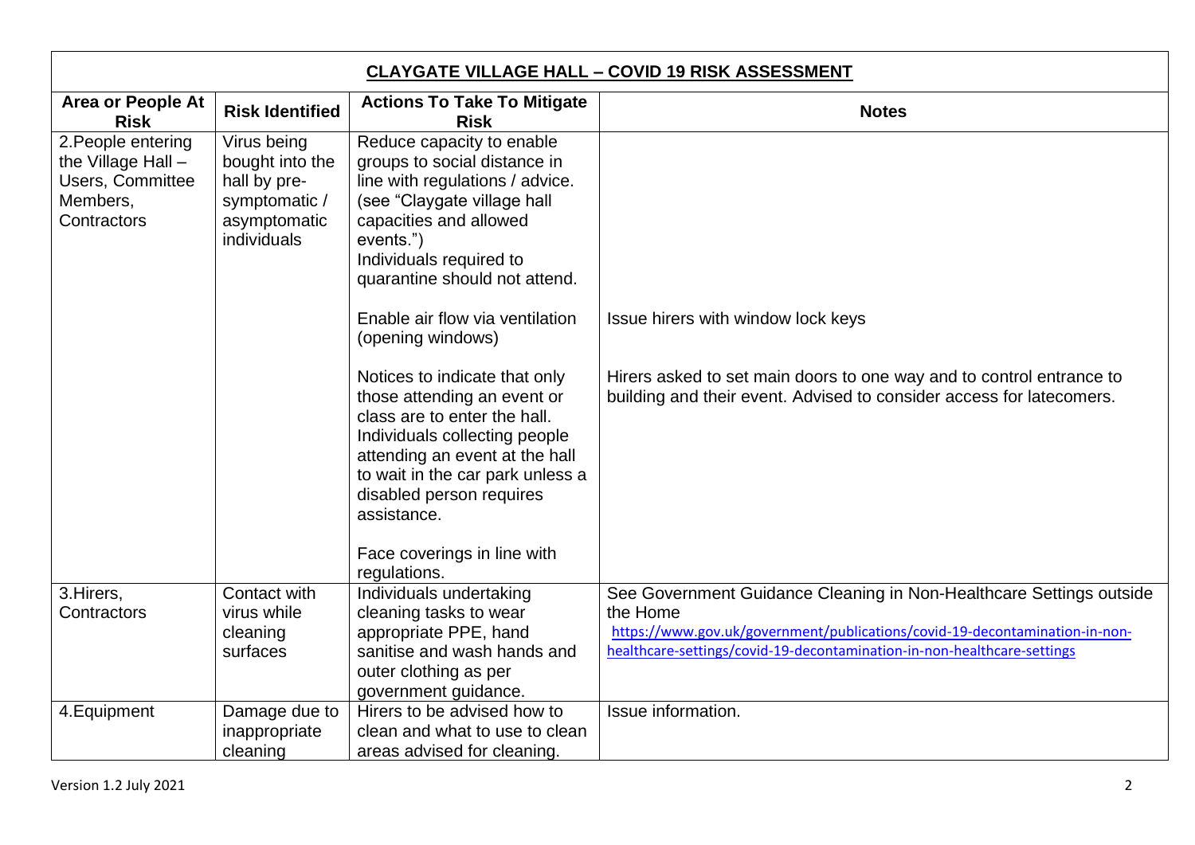| CLAYGATE VILLAGE HALL – COVID 19 RISK ASSESSMENT | | | |
|---|---|---|---|
| **Area or People At Risk** | **Risk Identified** | **Actions To Take To Mitigate Risk** | **Notes** |
| 2.People entering the Village Hall – Users, Committee Members, Contractors | Virus being bought into the hall by pre-symptomatic / asymptomatic individuals | Reduce capacity to enable groups to social distance in line with regulations / advice. (see "Claygate village hall capacities and allowed events.") Individuals required to quarantine should not attend. | |
| | | Enable air flow via ventilation (opening windows) | Issue hirers with window lock keys |
| | | Notices to indicate that only those attending an event or class are to enter the hall. Individuals collecting people attending an event at the hall to wait in the car park unless a disabled person requires assistance. | Hirers asked to set main doors to one way and to control entrance to building and their event. Advised to consider access for latecomers. |
| | | Face coverings in line with regulations. | |
| 3.Hirers, Contractors | Contact with virus while cleaning surfaces | Individuals undertaking cleaning tasks to wear appropriate PPE, hand sanitise and wash hands and outer clothing as per government guidance. | See Government Guidance Cleaning in Non-Healthcare Settings outside the Home https://www.gov.uk/government/publications/covid-19-decontamination-in-non-healthcare-settings/covid-19-decontamination-in-non-healthcare-settings |
| 4.Equipment | Damage due to inappropriate cleaning | Hirers to be advised how to clean and what to use to clean areas advised for cleaning. | Issue information. |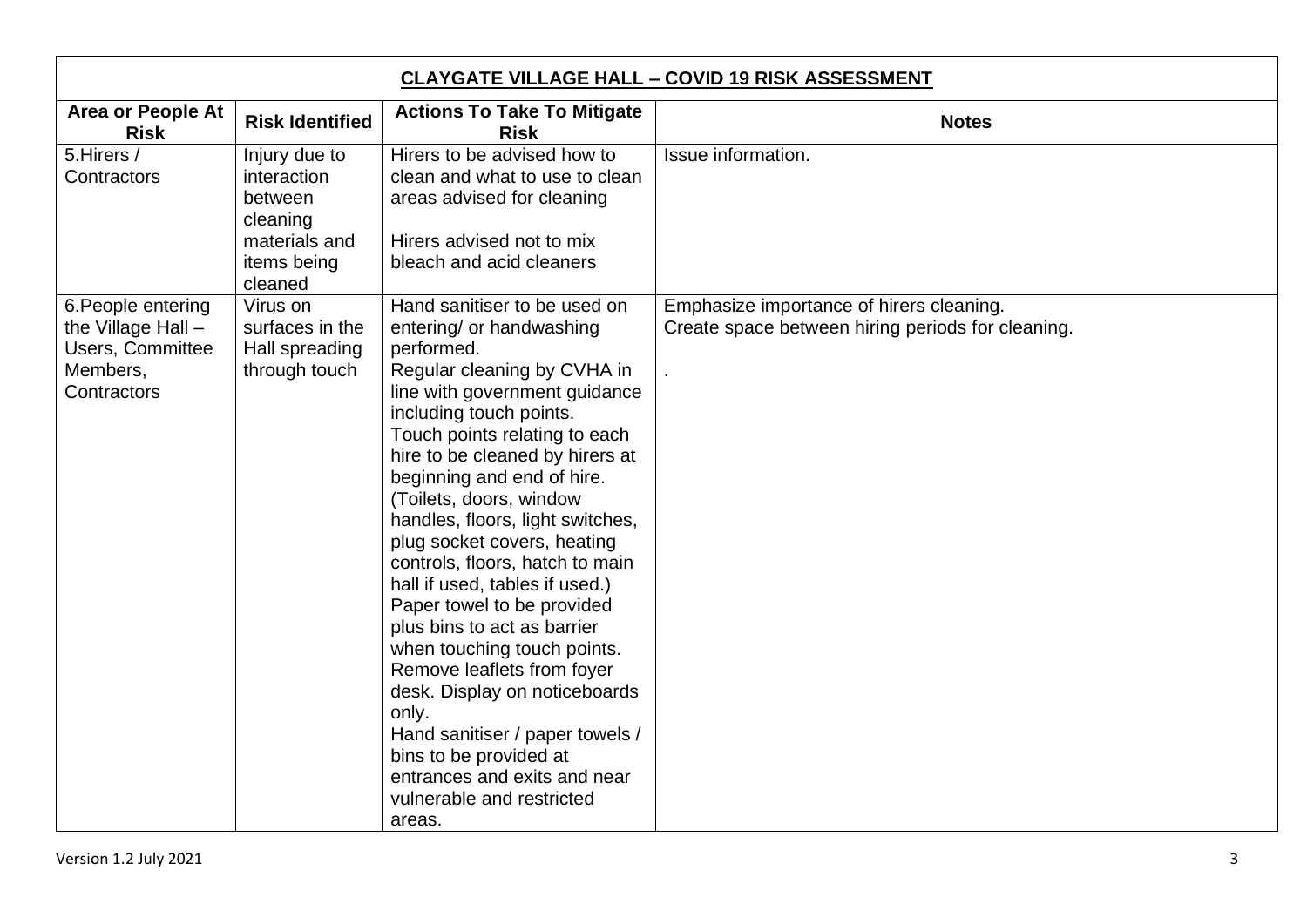| CLAYGATE VILLAGE HALL – COVID 19 RISK ASSESSMENT | | | |
|---|---|---|---|
| **Area or People At Risk** | **Risk Identified** | **Actions To Take To Mitigate Risk** | **Notes** |
| 5.Hirers / Contractors | Injury due to interaction between cleaning materials and items being cleaned | Hirers to be advised how to clean and what to use to clean areas advised for cleaning<br><br>Hirers advised not to mix bleach and acid cleaners | Issue information. |
| 6.People entering the Village Hall – Users, Committee Members, Contractors | Virus on surfaces in the Hall spreading through touch | Hand sanitiser to be used on entering/ or handwashing performed.<br>Regular cleaning by CVHA in line with government guidance including touch points.<br>Touch points relating to each hire to be cleaned by hirers at beginning and end of hire. (Toilets, doors, window handles, floors, light switches, plug socket covers, heating controls, floors, hatch to main hall if used, tables if used.)<br>Paper towel to be provided plus bins to act as barrier when touching touch points.<br>Remove leaflets from foyer desk. Display on noticeboards only.<br>Hand sanitiser / paper towels / bins to be provided at entrances and exits and near vulnerable and restricted areas. | Emphasize importance of hirers cleaning.<br>Create space between hiring periods for cleaning.<br><br>. |

Version 1.2 July 2021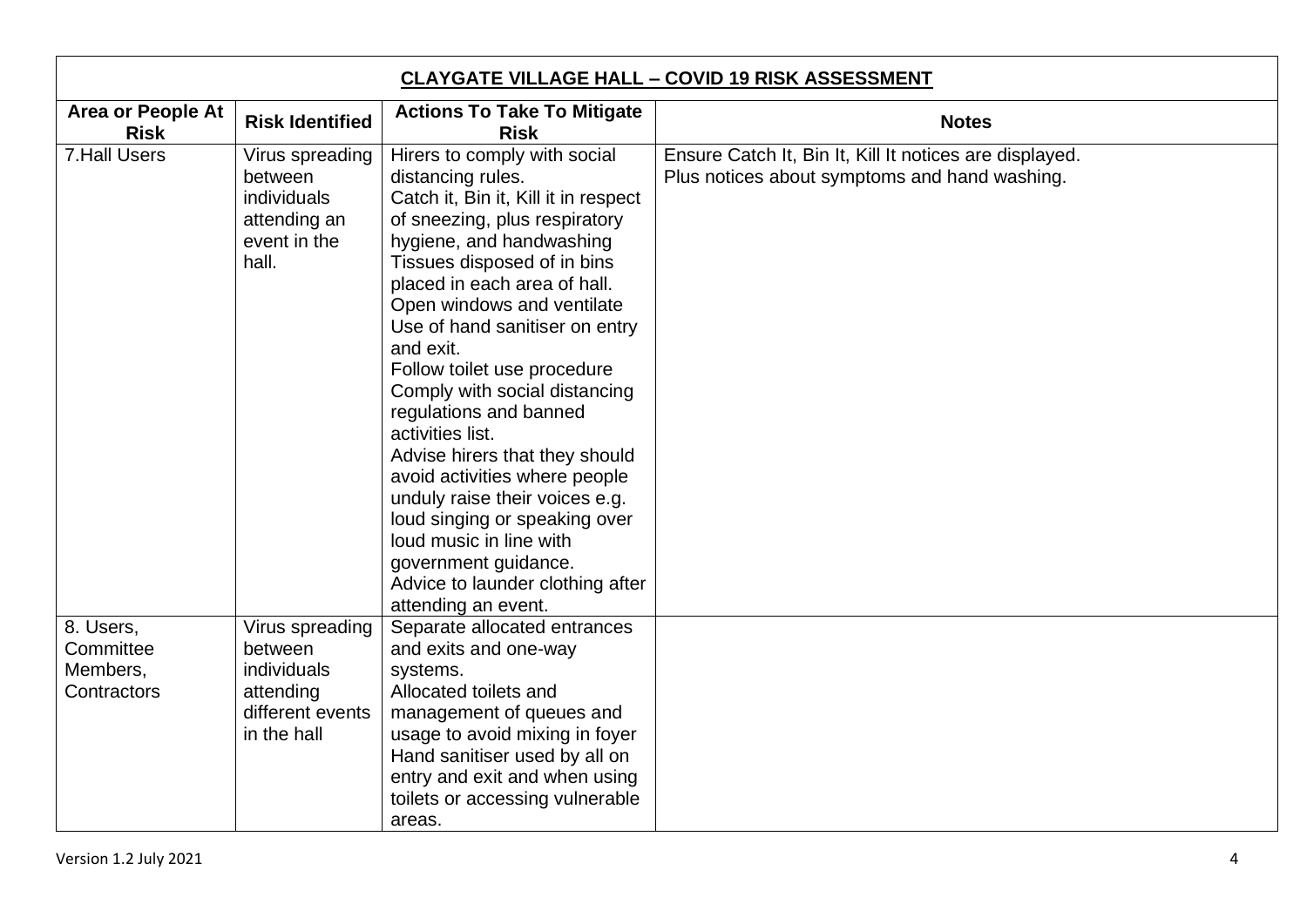| CLAYGATE VILLAGE HALL – COVID 19 RISK ASSESSMENT | | | |
|---|---|---|---|
| **Area or People At Risk** | **Risk Identified** | **Actions To Take To Mitigate Risk** | **Notes** |
| 7.Hall Users | Virus spreading between individuals attending an event in the hall. | Hirers to comply with social distancing rules.<br>Catch it, Bin it, Kill it in respect of sneezing, plus respiratory hygiene, and handwashing<br>Tissues disposed of in bins placed in each area of hall.<br>Open windows and ventilate<br>Use of hand sanitiser on entry and exit.<br>Follow toilet use procedure<br>Comply with social distancing regulations and banned activities list.<br>Advise hirers that they should avoid activities where people unduly raise their voices e.g. loud singing or speaking over loud music in line with government guidance.<br>Advice to launder clothing after attending an event. | Ensure Catch It, Bin It, Kill It notices are displayed.<br>Plus notices about symptoms and hand washing. |
| 8. Users, Committee Members, Contractors | Virus spreading between individuals attending different events in the hall | Separate allocated entrances and exits and one-way systems.<br>Allocated toilets and management of queues and usage to avoid mixing in foyer<br>Hand sanitiser used by all on entry and exit and when using toilets or accessing vulnerable areas. | |

Version 1.2 July 2021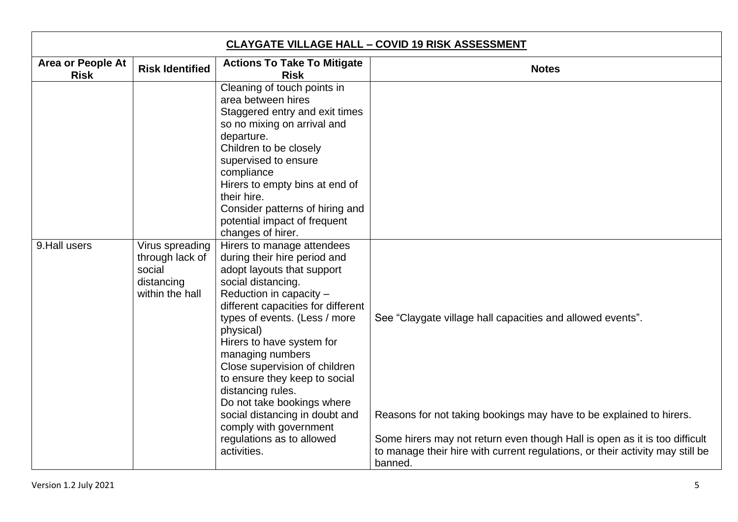**CLAYGATE VILLAGE HALL – COVID 19 RISK ASSESSMENT**

| Area or People At Risk | Risk Identified | Actions To Take To Mitigate Risk | Notes |
|---|---|---|---|
| | | Cleaning of touch points in area between hires<br>Staggered entry and exit times so no mixing on arrival and departure.<br>Children to be closely supervised to ensure compliance<br>Hirers to empty bins at end of their hire.<br>Consider patterns of hiring and potential impact of frequent changes of hirer. | |
| 9.Hall users | Virus spreading through lack of social distancing within the hall | Hirers to manage attendees during their hire period and adopt layouts that support social distancing.<br>Reduction in capacity – different capacities for different types of events. (Less / more physical)<br>Hirers to have system for managing numbers<br>Close supervision of children to ensure they keep to social distancing rules.<br>Do not take bookings where social distancing in doubt and comply with government regulations as to allowed activities. | See "Claygate village hall capacities and allowed events".<br><br>Reasons for not taking bookings may have to be explained to hirers.<br><br>Some hirers may not return even though Hall is open as it is too difficult to manage their hire with current regulations, or their activity may still be banned. |

Version 1.2 July 2021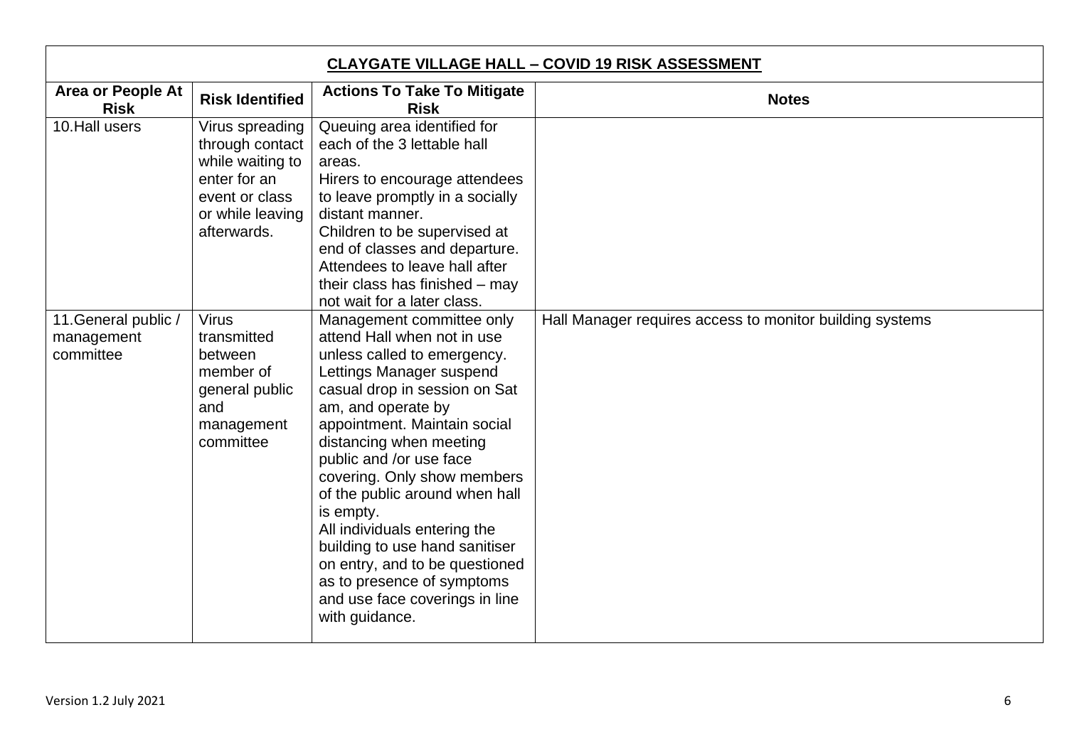| CLAYGATE VILLAGE HALL – COVID 19 RISK ASSESSMENT | | | |
|---|---|---|---|
| **Area or People At Risk** | **Risk Identified** | **Actions To Take To Mitigate Risk** | **Notes** |
| 10.Hall users | Virus spreading through contact while waiting to enter for an event or class or while leaving afterwards. | Queuing area identified for each of the 3 lettable hall areas.<br>Hirers to encourage attendees to leave promptly in a socially distant manner.<br>Children to be supervised at end of classes and departure.<br>Attendees to leave hall after their class has finished – may not wait for a later class. | |
| 11.General public / management committee | Virus transmitted between member of general public and management committee | Management committee only attend Hall when not in use unless called to emergency.<br>Lettings Manager suspend casual drop in session on Sat am, and operate by appointment. Maintain social distancing when meeting public and /or use face covering. Only show members of the public around when hall is empty.<br>All individuals entering the building to use hand sanitiser on entry, and to be questioned as to presence of symptoms and use face coverings in line with guidance. | Hall Manager requires access to monitor building systems |

Version 1.2 July 2021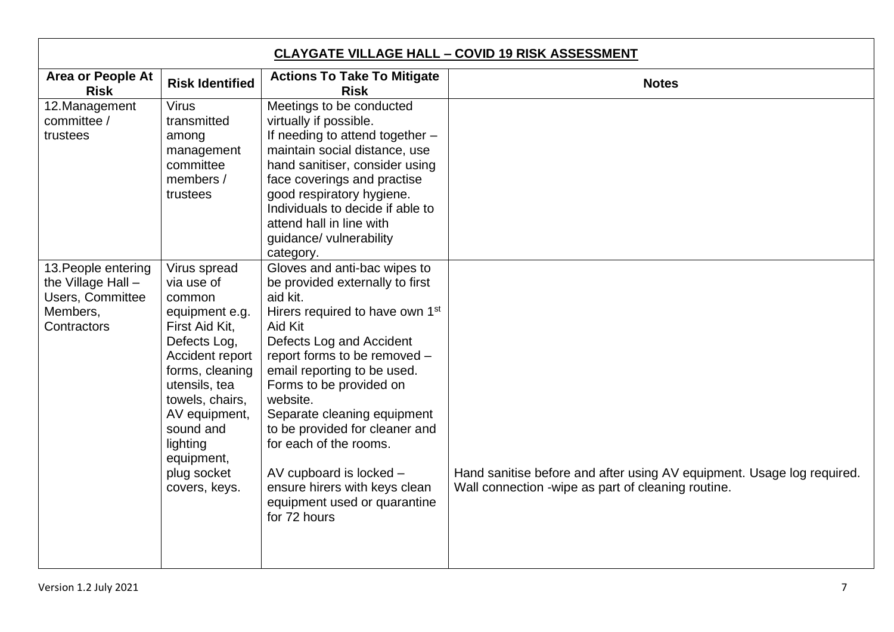| **CLAYGATE VILLAGE HALL – COVID 19 RISK ASSESSMENT** | | | |
|---|---|---|---|
| **Area or People At Risk** | **Risk Identified** | **Actions To Take To Mitigate Risk** | **Notes** |
| 12.Management committee / trustees | Virus transmitted among management committee members / trustees | Meetings to be conducted virtually if possible.<br>If needing to attend together – maintain social distance, use hand sanitiser, consider using face coverings and practise good respiratory hygiene.<br>Individuals to decide if able to attend hall in line with guidance/ vulnerability category. | |
| 13.People entering the Village Hall – Users, Committee Members, Contractors | Virus spread via use of common equipment e.g. First Aid Kit, Defects Log, Accident report forms, cleaning utensils, tea towels, chairs, AV equipment, sound and lighting equipment, plug socket covers, keys. | Gloves and anti-bac wipes to be provided externally to first aid kit.<br>Hirers required to have own 1st Aid Kit<br>Defects Log and Accident report forms to be removed – email reporting to be used. Forms to be provided on website.<br>Separate cleaning equipment to be provided for cleaner and for each of the rooms.<br><br>AV cupboard is locked – ensure hirers with keys clean equipment used or quarantine for 72 hours | Hand sanitise before and after using AV equipment. Usage log required.<br>Wall connection -wipe as part of cleaning routine. |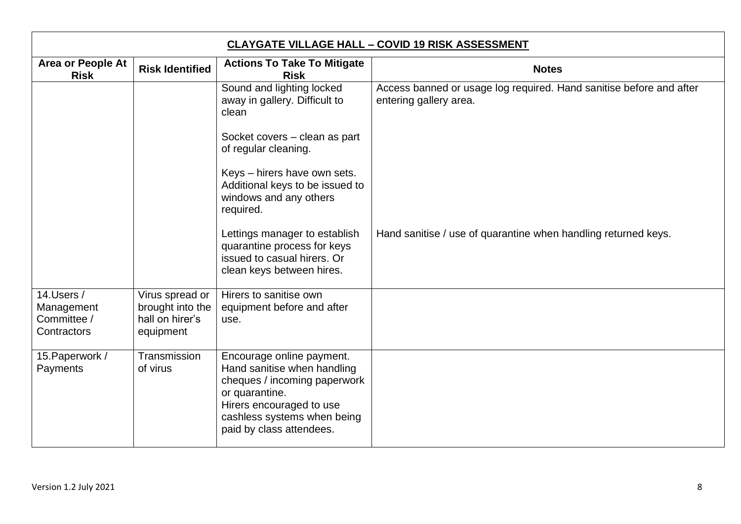| CLAYGATE VILLAGE HALL – COVID 19 RISK ASSESSMENT | | | |
|---|---|---|---|
| **Area or People At Risk** | **Risk Identified** | **Actions To Take To Mitigate Risk** | **Notes** |
| | | Sound and lighting locked away in gallery. Difficult to clean<br><br>Socket covers – clean as part of regular cleaning.<br><br>Keys – hirers have own sets. Additional keys to be issued to windows and any others required.<br><br>Lettings manager to establish quarantine process for keys issued to casual hirers. Or clean keys between hires. | Access banned or usage log required. Hand sanitise before and after entering gallery area.<br><br>Hand sanitise / use of quarantine when handling returned keys. |
| 14.Users / Management Committee / Contractors | Virus spread or brought into the hall on hirer's equipment | Hirers to sanitise own equipment before and after use. | |
| 15.Paperwork / Payments | Transmission of virus | Encourage online payment. Hand sanitise when handling cheques / incoming paperwork or quarantine.<br>Hirers encouraged to use cashless systems when being paid by class attendees. | |

Version 1.2 July 2021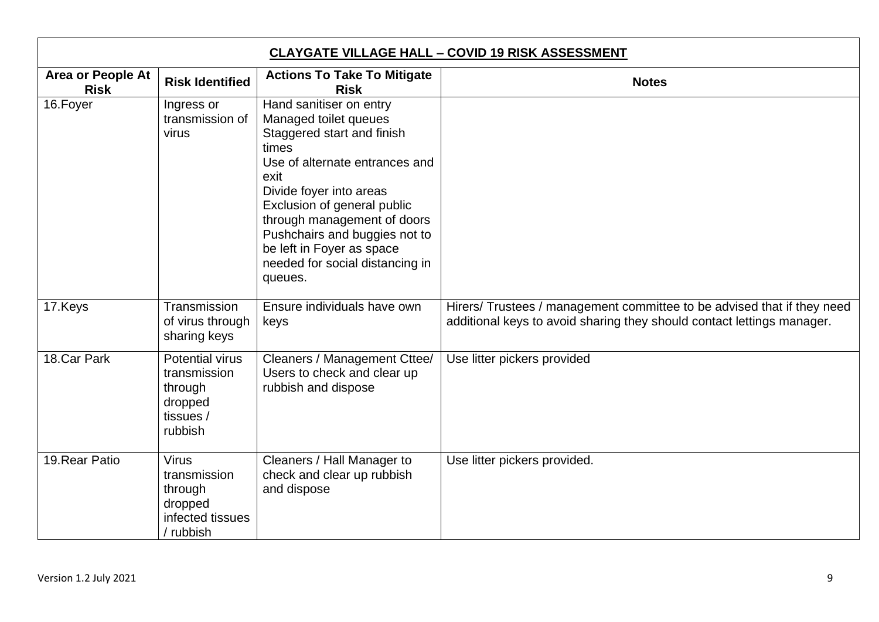| **CLAYGATE VILLAGE HALL – COVID 19 RISK ASSESSMENT** | | | |
|---|---|---|---|
| **Area or People At Risk** | **Risk Identified** | **Actions To Take To Mitigate Risk** | **Notes** |
| 16.Foyer | Ingress or transmission of virus | Hand sanitiser on entry<br>Managed toilet queues<br>Staggered start and finish times<br>Use of alternate entrances and exit<br>Divide foyer into areas<br>Exclusion of general public through management of doors<br>Pushchairs and buggies not to be left in Foyer as space needed for social distancing in queues. | |
| 17.Keys | Transmission of virus through sharing keys | Ensure individuals have own keys | Hirers/ Trustees / management committee to be advised that if they need additional keys to avoid sharing they should contact lettings manager. |
| 18.Car Park | Potential virus transmission through dropped tissues / rubbish | Cleaners / Management Cttee/ Users to check and clear up rubbish and dispose | Use litter pickers provided |
| 19.Rear Patio | Virus transmission through dropped infected tissues / rubbish | Cleaners / Hall Manager to check and clear up rubbish and dispose | Use litter pickers provided. |

Version 1.2 July 2021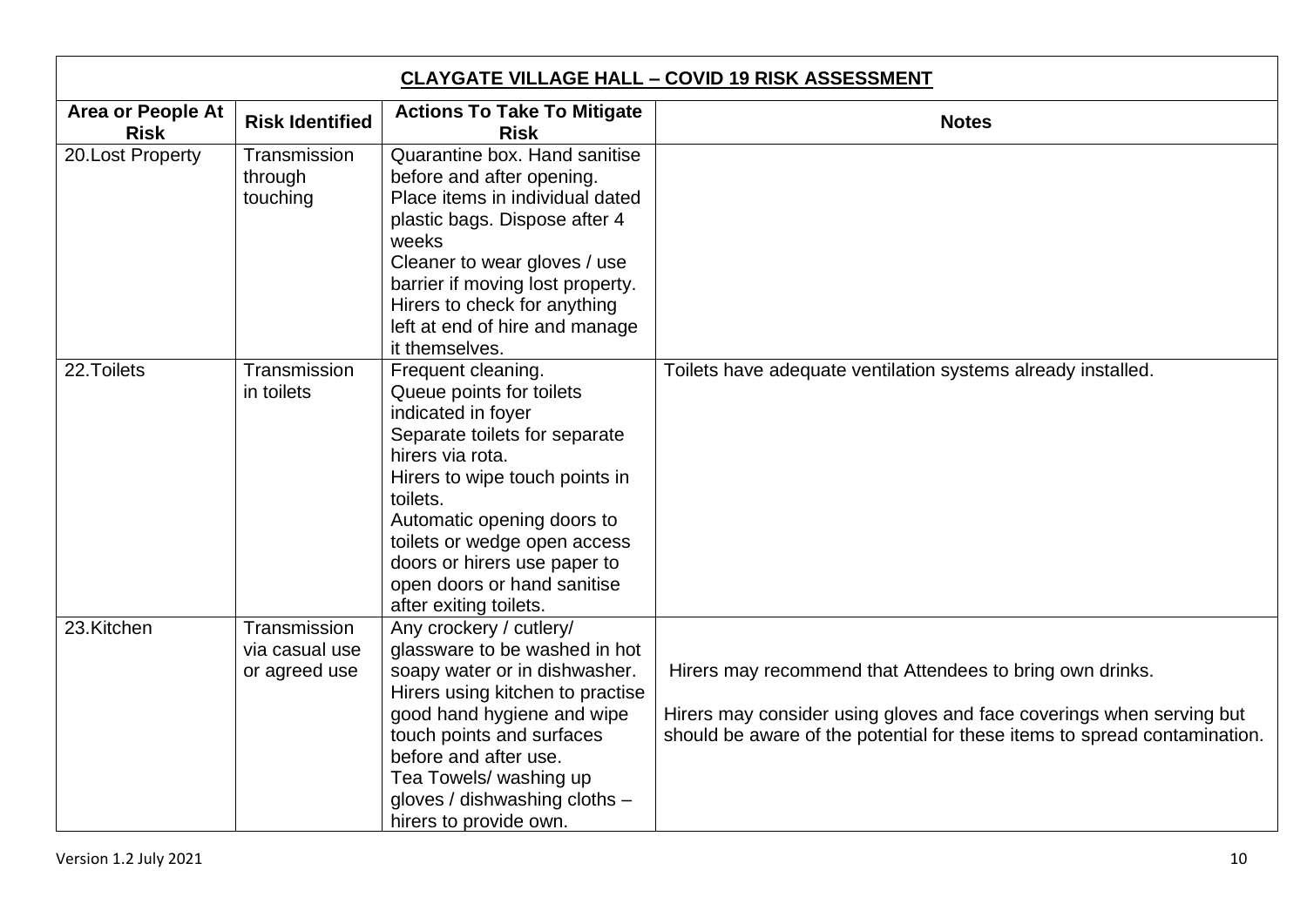| **CLAYGATE VILLAGE HALL – COVID 19 RISK ASSESSMENT** | | | |
|---|---|---|---|
| **Area or People At Risk** | **Risk Identified** | **Actions To Take To Mitigate Risk** | **Notes** |
| 20.Lost Property | Transmission through touching | Quarantine box. Hand sanitise before and after opening. Place items in individual dated plastic bags. Dispose after 4 weeks<br>Cleaner to wear gloves / use barrier if moving lost property. Hirers to check for anything left at end of hire and manage it themselves. | |
| 22.Toilets | Transmission in toilets | Frequent cleaning.<br>Queue points for toilets indicated in foyer<br>Separate toilets for separate hirers via rota.<br>Hirers to wipe touch points in toilets.<br>Automatic opening doors to toilets or wedge open access doors or hirers use paper to open doors or hand sanitise after exiting toilets. | Toilets have adequate ventilation systems already installed. |
| 23.Kitchen | Transmission via casual use or agreed use | Any crockery / cutlery/ glassware to be washed in hot soapy water or in dishwasher. Hirers using kitchen to practise good hand hygiene and wipe touch points and surfaces before and after use.<br>Tea Towels/ washing up gloves / dishwashing cloths – hirers to provide own. | Hirers may recommend that Attendees to bring own drinks.<br><br>Hirers may consider using gloves and face coverings when serving but should be aware of the potential for these items to spread contamination. |

Version 1.2 July 2021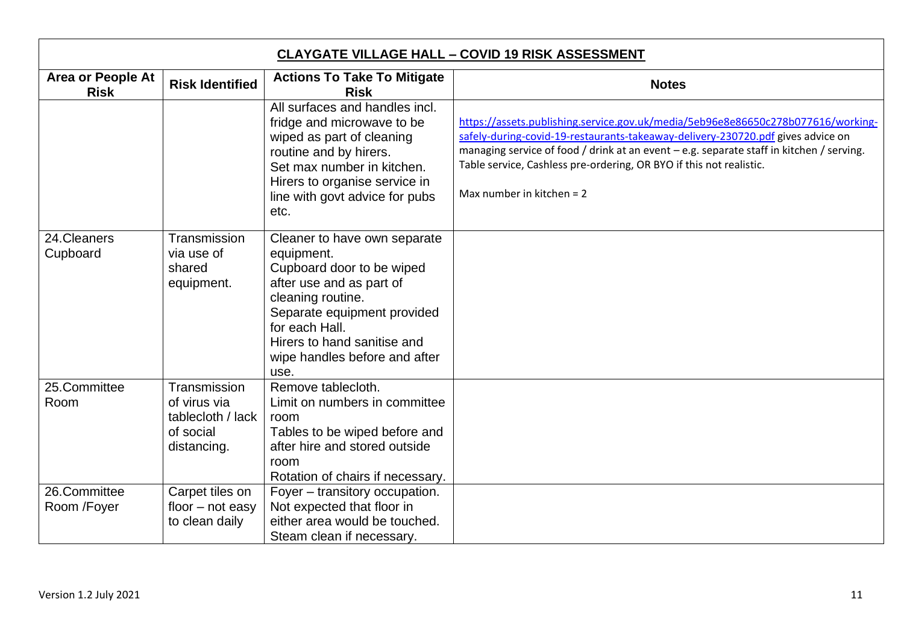## CLAYGATE VILLAGE HALL – COVID 19 RISK ASSESSMENT

| Area or People At Risk | Risk Identified | Actions To Take To Mitigate Risk | Notes |
|---|---|---|---|
| | | All surfaces and handles incl. fridge and microwave to be wiped as part of cleaning routine and by hirers. Set max number in kitchen. Hirers to organise service in line with govt advice for pubs etc. | https://assets.publishing.service.gov.uk/media/5eb96e8e86650c278b077616/working-safely-during-covid-19-restaurants-takeaway-delivery-230720.pdf gives advice on managing service of food / drink at an event – e.g. separate staff in kitchen / serving. Table service, Cashless pre-ordering, OR BYO if this not realistic.<br><br>Max number in kitchen = 2 |
| 24.Cleaners Cupboard | Transmission via use of shared equipment. | Cleaner to have own separate equipment. Cupboard door to be wiped after use and as part of cleaning routine. Separate equipment provided for each Hall. Hirers to hand sanitise and wipe handles before and after use. | |
| 25.Committee Room | Transmission of virus via tablecloth / lack of social distancing. | Remove tablecloth. Limit on numbers in committee room Tables to be wiped before and after hire and stored outside room Rotation of chairs if necessary. | |
| 26.Committee Room /Foyer | Carpet tiles on floor – not easy to clean daily | Foyer – transitory occupation. Not expected that floor in either area would be touched. Steam clean if necessary. | |

Version 1.2 July 2021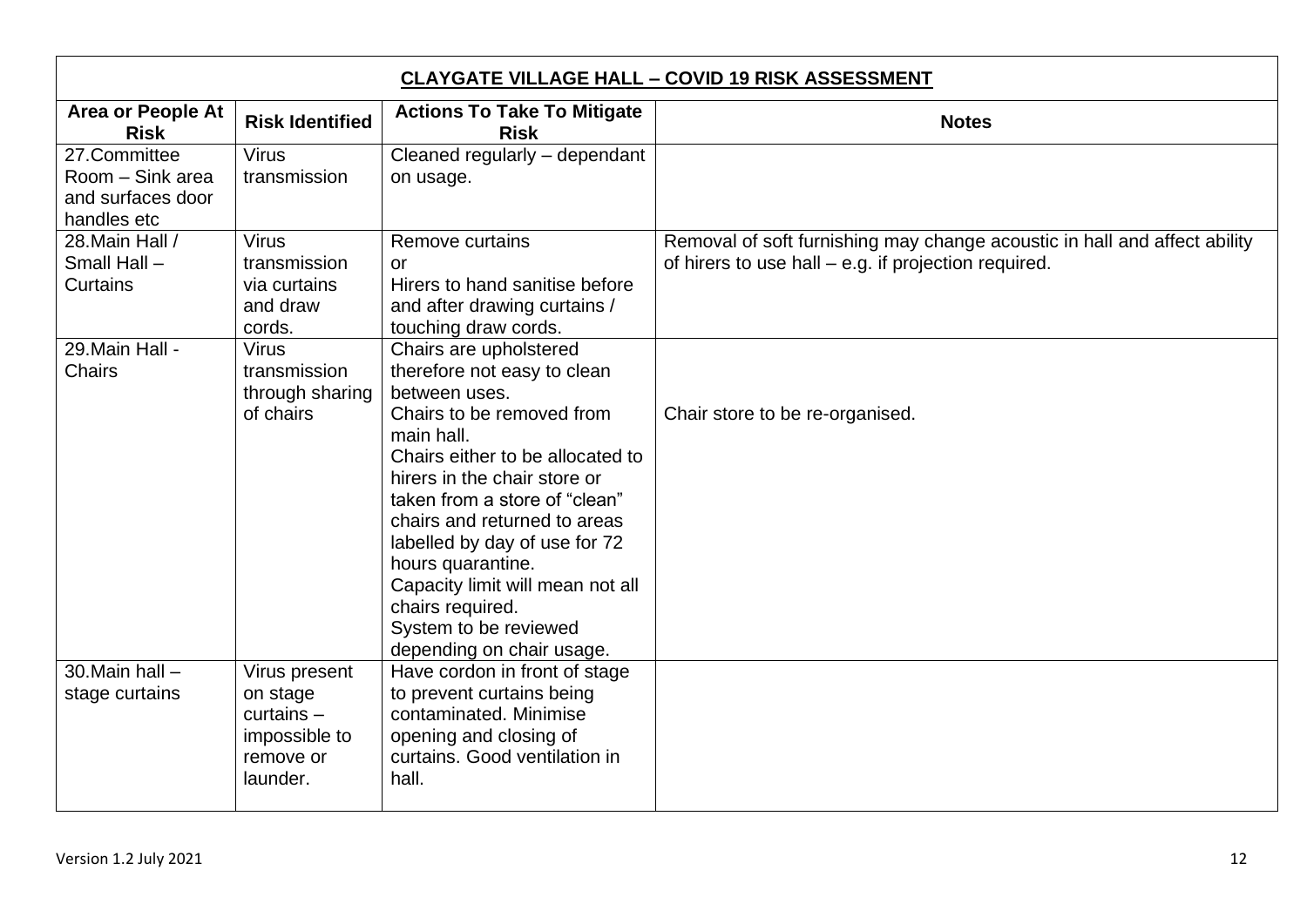| CLAYGATE VILLAGE HALL – COVID 19 RISK ASSESSMENT | | | |
|---|---|---|---|
| **Area or People At Risk** | **Risk Identified** | **Actions To Take To Mitigate Risk** | **Notes** |
| 27.Committee Room – Sink area and surfaces door handles etc | Virus transmission | Cleaned regularly – dependant on usage. | |
| 28.Main Hall / Small Hall – Curtains | Virus transmission via curtains and draw cords. | Remove curtains<br>or<br>Hirers to hand sanitise before and after drawing curtains / touching draw cords. | Removal of soft furnishing may change acoustic in hall and affect ability of hirers to use hall – e.g. if projection required. |
| 29.Main Hall - Chairs | Virus transmission through sharing of chairs | Chairs are upholstered therefore not easy to clean between uses.<br>Chairs to be removed from main hall.<br>Chairs either to be allocated to hirers in the chair store or taken from a store of "clean" chairs and returned to areas labelled by day of use for 72 hours quarantine.<br>Capacity limit will mean not all chairs required.<br>System to be reviewed depending on chair usage. | Chair store to be re-organised. |
| 30.Main hall – stage curtains | Virus present on stage curtains – impossible to remove or launder. | Have cordon in front of stage to prevent curtains being contaminated. Minimise opening and closing of curtains. Good ventilation in hall. | |

Version 1.2 July 2021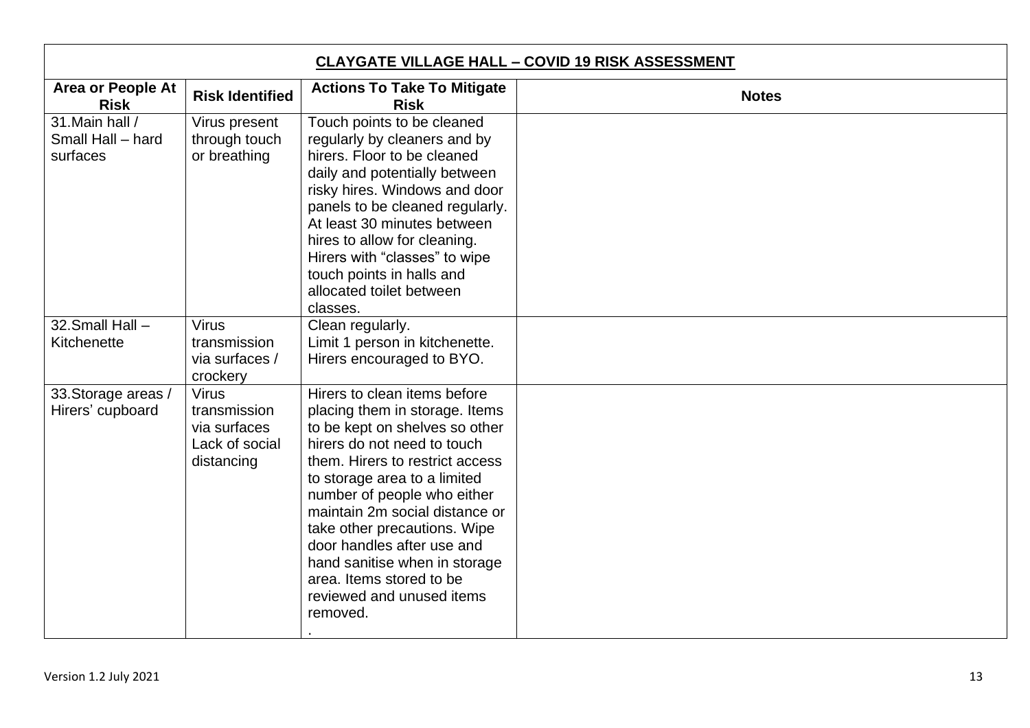**CLAYGATE VILLAGE HALL – COVID 19 RISK ASSESSMENT**

| Area or People At Risk | Risk Identified | Actions To Take To Mitigate Risk | Notes |
|---|---|---|---|
| 31.Main hall / Small Hall – hard surfaces | Virus present through touch or breathing | Touch points to be cleaned regularly by cleaners and by hirers. Floor to be cleaned daily and potentially between risky hires. Windows and door panels to be cleaned regularly. At least 30 minutes between hires to allow for cleaning. Hirers with "classes" to wipe touch points in halls and allocated toilet between classes. | |
| 32.Small Hall – Kitchenette | Virus transmission via surfaces / crockery | Clean regularly.<br>Limit 1 person in kitchenette.<br>Hirers encouraged to BYO. | |
| 33.Storage areas / Hirers' cupboard | Virus transmission via surfaces<br>Lack of social distancing | Hirers to clean items before placing them in storage. Items to be kept on shelves so other hirers do not need to touch them. Hirers to restrict access to storage area to a limited number of people who either maintain 2m social distance or take other precautions. Wipe door handles after use and hand sanitise when in storage area. Items stored to be reviewed and unused items removed.<br>. | |

Version 1.2 July 2021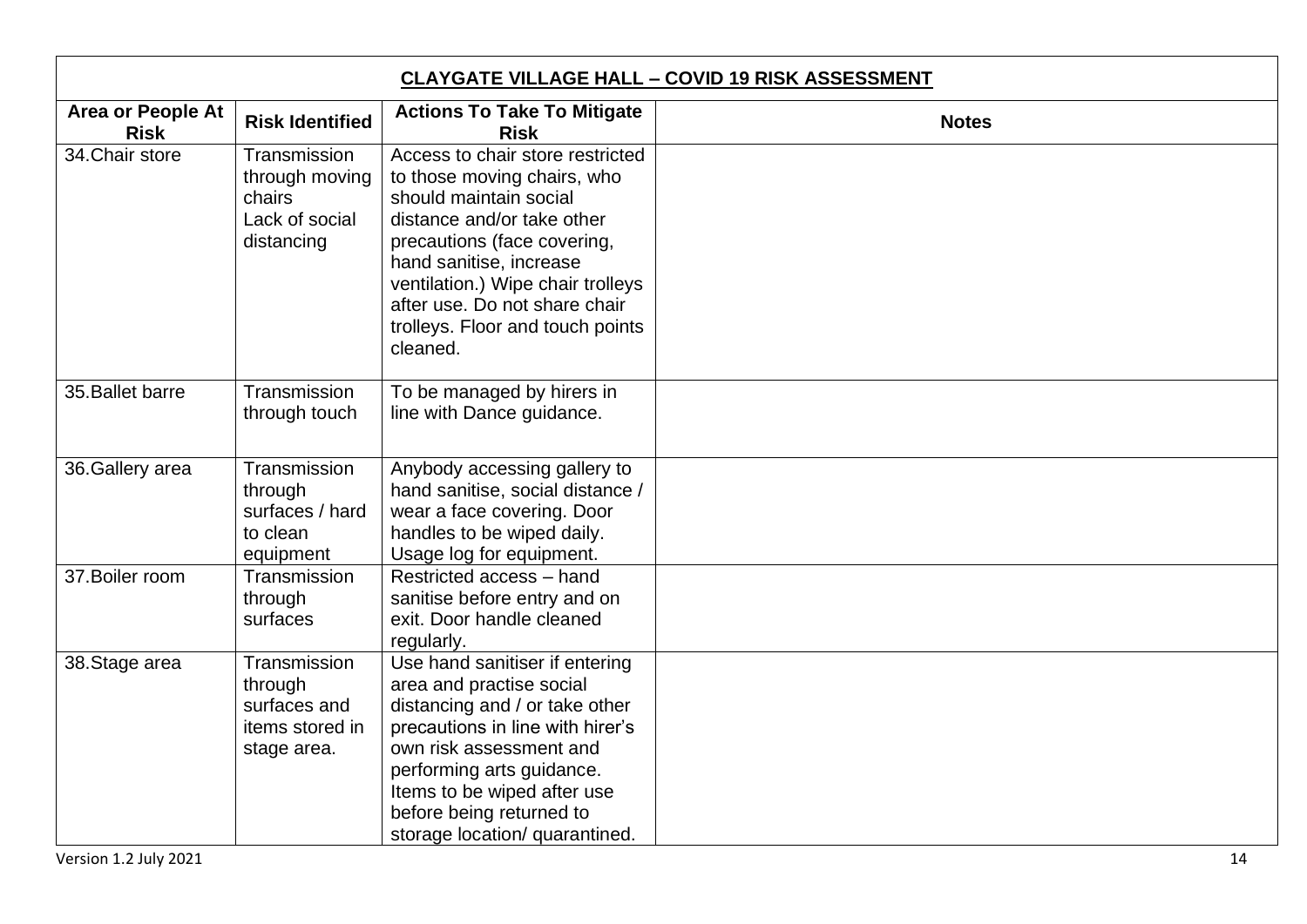**CLAYGATE VILLAGE HALL – COVID 19 RISK ASSESSMENT**

| Area or People At Risk | Risk Identified | Actions To Take To Mitigate Risk | Notes |
|---|---|---|---|
| 34. Chair store | Transmission through moving chairs<br>Lack of social distancing | Access to chair store restricted to those moving chairs, who should maintain social distance and/or take other precautions (face covering, hand sanitise, increase ventilation.) Wipe chair trolleys after use. Do not share chair trolleys. Floor and touch points cleaned. | |
| 35. Ballet barre | Transmission through touch | To be managed by hirers in line with Dance guidance. | |
| 36. Gallery area | Transmission through surfaces / hard to clean equipment | Anybody accessing gallery to hand sanitise, social distance / wear a face covering. Door handles to be wiped daily. Usage log for equipment. | |
| 37. Boiler room | Transmission through surfaces | Restricted access – hand sanitise before entry and on exit. Door handle cleaned regularly. | |
| 38. Stage area | Transmission through surfaces and items stored in stage area. | Use hand sanitiser if entering area and practise social distancing and / or take other precautions in line with hirer's own risk assessment and performing arts guidance. Items to be wiped after use before being returned to storage location/ quarantined. | |

Version 1.2 July 2021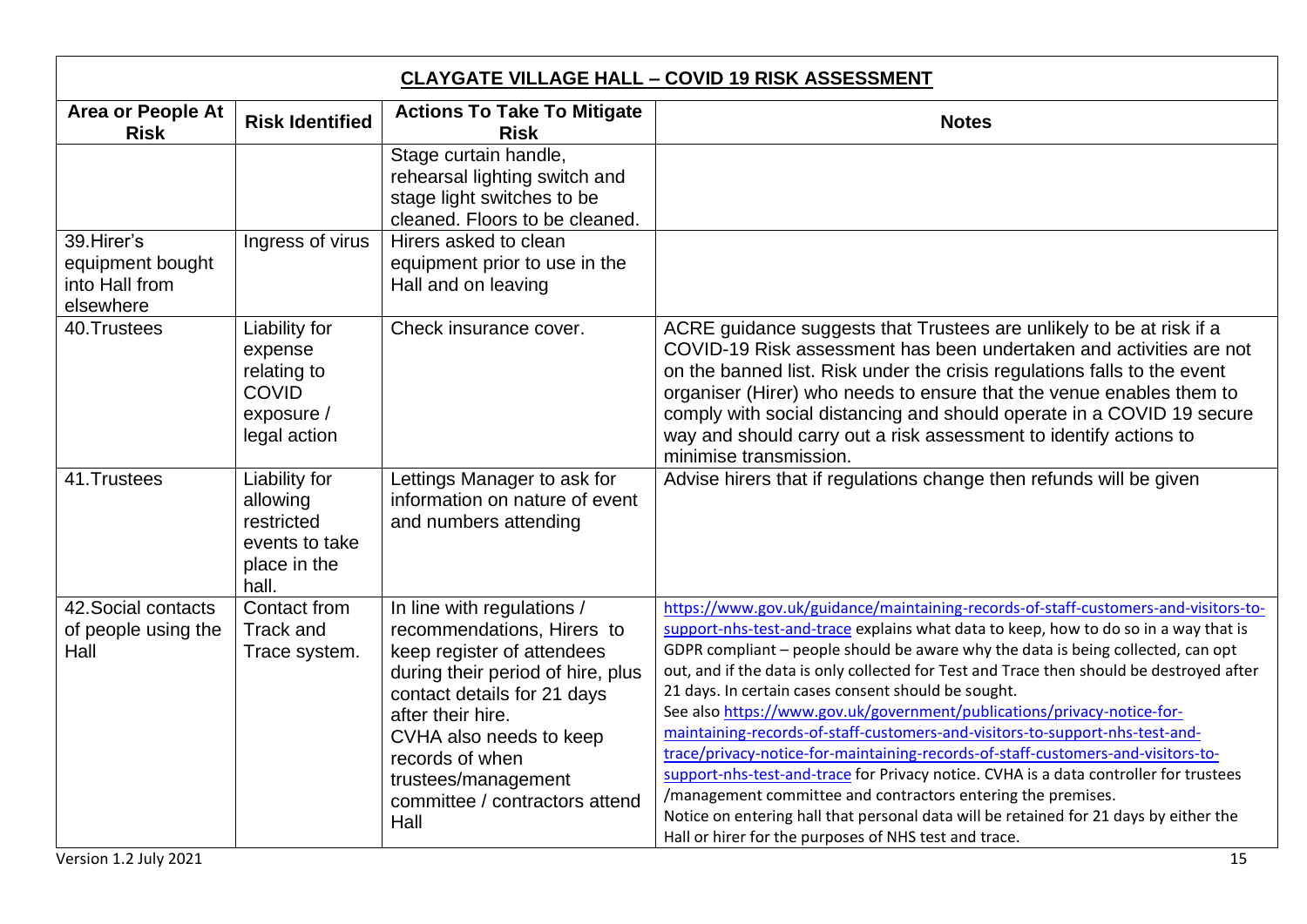## CLAYGATE VILLAGE HALL – COVID 19 RISK ASSESSMENT

| Area or People At Risk | Risk Identified | Actions To Take To Mitigate Risk | Notes |
|---|---|---|---|
| | | Stage curtain handle, rehearsal lighting switch and stage light switches to be cleaned. Floors to be cleaned. | |
| 39.Hirer's equipment bought into Hall from elsewhere | Ingress of virus | Hirers asked to clean equipment prior to use in the Hall and on leaving | |
| 40.Trustees | Liability for expense relating to COVID exposure / legal action | Check insurance cover. | ACRE guidance suggests that Trustees are unlikely to be at risk if a COVID-19 Risk assessment has been undertaken and activities are not on the banned list. Risk under the crisis regulations falls to the event organiser (Hirer) who needs to ensure that the venue enables them to comply with social distancing and should operate in a COVID 19 secure way and should carry out a risk assessment to identify actions to minimise transmission. |
| 41.Trustees | Liability for allowing restricted events to take place in the hall. | Lettings Manager to ask for information on nature of event and numbers attending | Advise hirers that if regulations change then refunds will be given |
| 42.Social contacts of people using the Hall | Contact from Track and Trace system. | In line with regulations / recommendations, Hirers to keep register of attendees during their period of hire, plus contact details for 21 days after their hire. CVHA also needs to keep records of when trustees/management committee / contractors attend Hall | https://www.gov.uk/guidance/maintaining-records-of-staff-customers-and-visitors-to-support-nhs-test-and-trace explains what data to keep, how to do so in a way that is GDPR compliant – people should be aware why the data is being collected, can opt out, and if the data is only collected for Test and Trace then should be destroyed after 21 days. In certain cases consent should be sought. See also https://www.gov.uk/government/publications/privacy-notice-for-maintaining-records-of-staff-customers-and-visitors-to-support-nhs-test-and-trace/privacy-notice-for-maintaining-records-of-staff-customers-and-visitors-to-support-nhs-test-and-trace for Privacy notice. CVHA is a data controller for trustees /management committee and contractors entering the premises. Notice on entering hall that personal data will be retained for 21 days by either the Hall or hirer for the purposes of NHS test and trace. |

Version 1.2 July 2021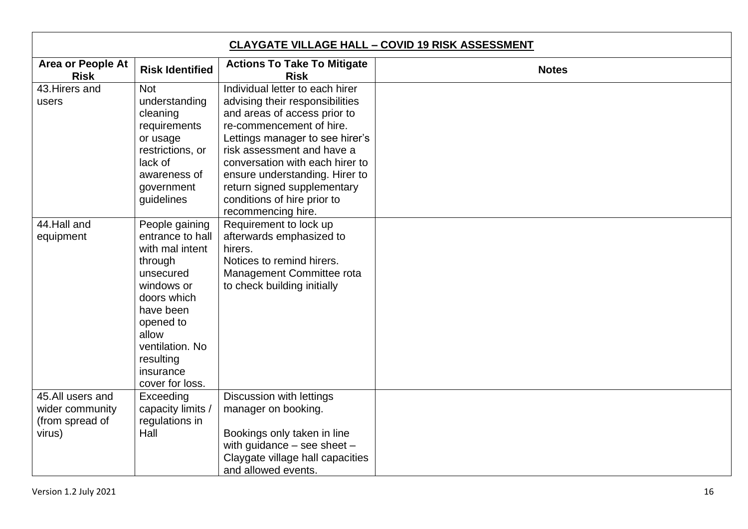| CLAYGATE VILLAGE HALL – COVID 19 RISK ASSESSMENT | | | |
|---|---|---|---|
| **Area or People At Risk** | **Risk Identified** | **Actions To Take To Mitigate Risk** | **Notes** |
| 43.Hirers and users | Not understanding cleaning requirements or usage restrictions, or lack of awareness of government guidelines | Individual letter to each hirer advising their responsibilities and areas of access prior to re-commencement of hire. Lettings manager to see hirer's risk assessment and have a conversation with each hirer to ensure understanding. Hirer to return signed supplementary conditions of hire prior to recommencing hire. | |
| 44.Hall and equipment | People gaining entrance to hall with mal intent through unsecured windows or doors which have been opened to allow ventilation. No resulting insurance cover for loss. | Requirement to lock up afterwards emphasized to hirers.<br>Notices to remind hirers.<br>Management Committee rota to check building initially | |
| 45.All users and wider community (from spread of virus) | Exceeding capacity limits / regulations in Hall | Discussion with lettings manager on booking.<br><br>Bookings only taken in line with guidance – see sheet – Claygate village hall capacities and allowed events. | |

Version 1.2 July 2021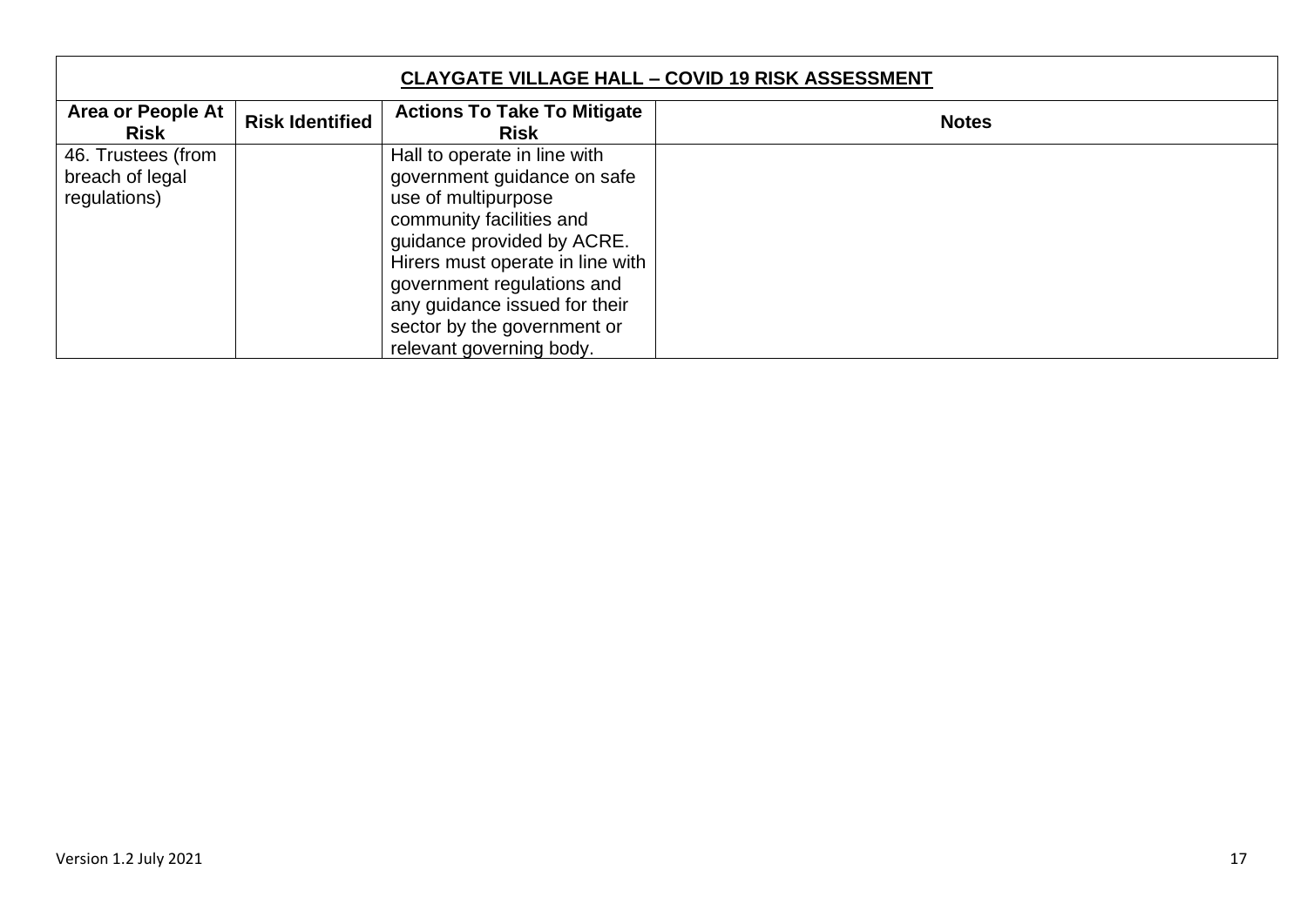| CLAYGATE VILLAGE HALL – COVID 19 RISK ASSESSMENT | | | |
|---|---|---|---|
| **Area or People At Risk** | **Risk Identified** | **Actions To Take To Mitigate Risk** | **Notes** |
| 46. Trustees (from breach of legal regulations) | | Hall to operate in line with government guidance on safe use of multipurpose community facilities and guidance provided by ACRE. Hirers must operate in line with government regulations and any guidance issued for their sector by the government or relevant governing body. | |

Version 1.2 July 2021